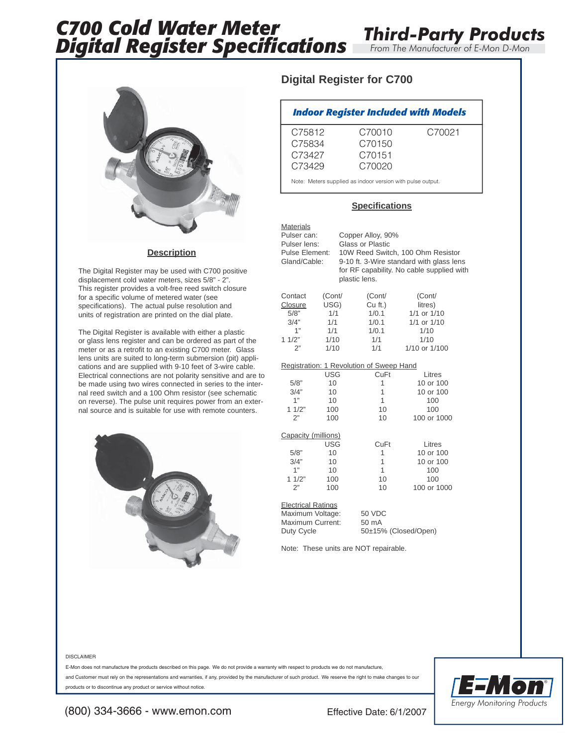# C700 Cold Water Meter Digital Register Specifications

## Third-Party Products

*From The Manufacturer of E-Mon D-Mon*

### Description

The Digital Register may be used with C700 positive displacement cold water meters, sizes 5/8" - 2". This register provides a volt-free reed switch closure for a specific volume of metered water (see specifications). The actual pulse resolution and units of registration are printed on the dial plate.

The Digital Register is available with either a plastic or glass lens register and can be ordered as part of the meter or as a retrofit to an existing C700 meter. Glass lens units are suited to long-term submersion (pit) applications and are supplied with 9-10 feet of 3-wire cable. Electrical connections are not polarity sensitive and are to be made using two wires connected in series to the internal reed switch and a 100 Ohm resistor (see schematic on reverse). The pulse unit requires power from an external source and is suitable for use with remote counters.

## Digital Register for C700

| *Indoor Register Included with Models* | | |
|---|---|---|
| C75812 | C70010 | C70021 |
| C75834 | C70150 | |
| C73427 | C70151 | |
| C73429 | C70020 | |

Note: Meters supplied as indoor version with pulse output.

### Specifications

**Materials**

| | |
|---|---|
| Pulser can: | Copper Alloy, 90% |
| Pulser lens: | Glass or Plastic |
| Pulse Element: | 10W Reed Switch, 100 Ohm Resistor |
| Gland/Cable: | 9-10 ft. 3-Wire standard with glass lens for RF capability. No cable supplied with plastic lens. |

| Contact Closure | (Cont/ USG) | (Cont/ Cu ft.) | (Cont/ litres) |
|---|---|---|---|
| 5/8" | 1/1 | 1/0.1 | 1/1 or 1/10 |
| 3/4" | 1/1 | 1/0.1 | 1/1 or 1/10 |
| 1" | 1/1 | 1/0.1 | 1/10 |
| 1 1/2" | 1/10 | 1/1 | 1/10 |
| 2" | 1/10 | 1/1 | 1/10 or 1/100 |

**Registration: 1 Revolution of Sweep Hand**

| | USG | CuFt | Litres |
|---|---|---|---|
| 5/8" | 10 | 1 | 10 or 100 |
| 3/4" | 10 | 1 | 10 or 100 |
| 1" | 10 | 1 | 100 |
| 1 1/2" | 100 | 10 | 100 |
| 2" | 100 | 10 | 100 or 1000 |

**Capacity (millions)**

| | USG | CuFt | Litres |
|---|---|---|---|
| 5/8" | 10 | 1 | 10 or 100 |
| 3/4" | 10 | 1 | 10 or 100 |
| 1" | 10 | 1 | 100 |
| 1 1/2" | 100 | 10 | 100 |
| 2" | 100 | 10 | 100 or 1000 |

**Electrical Ratings**

| | |
|---|---|
| Maximum Voltage: | 50 VDC |
| Maximum Current: | 50 mA |
| Duty Cycle | 50±15% (Closed/Open) |

Note: These units are NOT repairable.

DISCLAIMER

E-Mon does not manufacture the products described on this page. We do not provide a warranty with respect to products we do not manufacture, and Customer must rely on the representations and warranties, if any, provided by the manufacturer of such product. We reserve the right to make changes to our products or to discontinue any product or service without notice.

(800) 334-3666 - www.emon.com

Effective Date: 6/1/2007

E-Mon® Energy Monitoring Products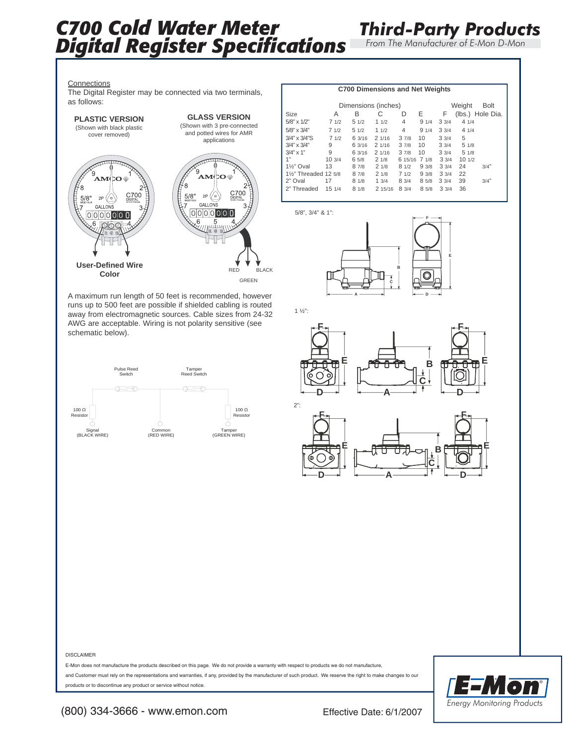# C700 Cold Water Meter Digital Register Specifications

## Third-Party Products

*From The Manufacturer of E-Mon D-Mon*

Connections

The Digital Register may be connected via two terminals, as follows:

**PLASTIC VERSION**
(Shown with black plastic cover removed)

**GLASS VERSION**
(Shown with 3 pre-connected and potted wires for AMR applications)

**User-Defined Wire Color**

RED
BLACK
GREEN

A maximum run length of 50 feet is recommended, however runs up to 500 feet are possible if shielded cabling is routed away from electromagnetic sources. Cable sizes from 24-32 AWG are acceptable. Wiring is not polarity sensitive (see schematic below).

Pulse Reed Switch
Tamper Reed Switch
100 Ω Resistor
100 Ω Resistor
Signal (BLACK WIRE)
Common (RED WIRE)
Tamper (GREEN WIRE)

**C700 Dimensions and Net Weights**

| Size | Dimensions (inches) A | B | C | D | E | F | Weight (lbs.) | Bolt Hole Dia. |
|---|---|---|---|---|---|---|---|---|
| 5/8" x 1/2" | 7 1/2 | 5 1/2 | 1 1/2 | 4 | 9 1/4 | 3 3/4 | 4 1/4 | |
| 5/8" x 3/4" | 7 1/2 | 5 1/2 | 1 1/2 | 4 | 9 1/4 | 3 3/4 | 4 1/4 | |
| 3/4" x 3/4"S | 7 1/2 | 6 3/16 | 2 1/16 | 3 7/8 | 10 | 3 3/4 | 5 | |
| 3/4" x 3/4" | 9 | 6 3/16 | 2 1/16 | 3 7/8 | 10 | 3 3/4 | 5 1/8 | |
| 3/4" x 1" | 9 | 6 3/16 | 2 1/16 | 3 7/8 | 10 | 3 3/4 | 5 1/8 | |
| 1" | 10 3/4 | 6 5/8 | 2 1/8 | 6 15/16 | 7 1/8 | 3 3/4 | 10 1/2 | |
| 1½" Oval | 13 | 8 7/8 | 2 1/8 | 8 1/2 | 9 3/8 | 3 3/4 | 24 | 3/4" |
| 1½" Threaded | 12 5/8 | 8 7/8 | 2 1/8 | 7 1/2 | 9 3/8 | 3 3/4 | 22 | |
| 2" Oval | 17 | 8 1/8 | 1 3/4 | 8 3/4 | 8 5/8 | 3 3/4 | 39 | 3/4" |
| 2" Threaded | 15 1/4 | 8 1/8 | 2 15/16 | 8 3/4 | 8 5/8 | 3 3/4 | 36 | |

5/8", 3/4" & 1":

1 ½":

2":

DISCLAIMER

E-Mon does not manufacture the products described on this page. We do not provide a warranty with respect to products we do not manufacture, and Customer must rely on the representations and warranties, if any, provided by the manufacturer of such product. We reserve the right to make changes to our products or to discontinue any product or service without notice.

(800) 334-3666 - www.emon.com

Effective Date: 6/1/2007

E-Mon Energy Monitoring Products